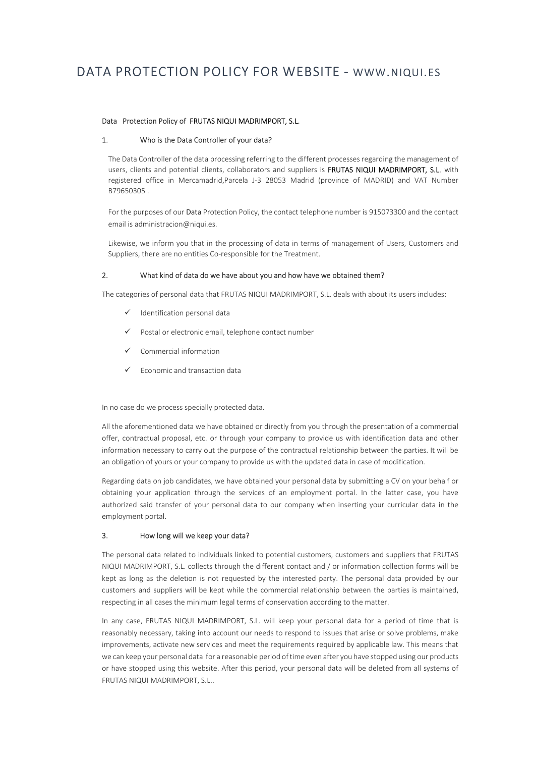# DATA PROTECTION POLICY FOR WEBSITE - WWW.NIQUI.ES

Data Protection Policy of FRUTAS NIQUI MADRIMPORT, S.L.

## 1. Who is the Data Controller of your data?

The Data Controller of the data processing referring to the different processes regarding the management of users, clients and potential clients, collaborators and suppliers is **FRUTAS NIQUI MADRIMPORT, S.L.** with registered office in Mercamadrid,Parcela J-3 28053 Madrid (province of MADRID) and VAT Number B79650305 .

For the purposes of our Data Protection Policy, the contact telephone number is 915073300 and the contact email is administracion@niqui.es.

Likewise, we inform you that in the processing of data in terms of management of Users, Customers and Suppliers, there are no entities Co-responsible for the Treatment.

## 2. What kind of data do we have about you and how have we obtained them?

The categories of personal data that FRUTAS NIQUI MADRIMPORT, S.L. deals with about its users includes:

- ✓ Identification personal data
- ✓ Postal or electronic email, telephone contact number
- ✓ Commercial information
- ✓ Economic and transaction data

In no case do we process specially protected data.

All the aforementioned data we have obtained or directly from you through the presentation of a commercial offer, contractual proposal, etc. or through your company to provide us with identification data and other information necessary to carry out the purpose of the contractual relationship between the parties. It will be an obligation of yours or your company to provide us with the updated data in case of modification.

Regarding data on job candidates, we have obtained your personal data by submitting a CV on your behalf or obtaining your application through the services of an employment portal. In the latter case, you have authorized said transfer of your personal data to our company when inserting your curricular data in the employment portal.

## 3. How long will we keep your data?

The personal data related to individuals linked to potential customers, customers and suppliers that FRUTAS NIQUI MADRIMPORT, S.L. collects through the different contact and / or information collection forms will be kept as long as the deletion is not requested by the interested party. The personal data provided by our customers and suppliers will be kept while the commercial relationship between the parties is maintained, respecting in all cases the minimum legal terms of conservation according to the matter.

In any case, FRUTAS NIQUI MADRIMPORT, S.L. will keep your personal data for a period of time that is reasonably necessary, taking into account our needs to respond to issues that arise or solve problems, make improvements, activate new services and meet the requirements required by applicable law. This means that we can keep your personal data for a reasonable period of time even after you have stopped using our products or have stopped using this website. After this period, your personal data will be deleted from all systems of FRUTAS NIQUI MADRIMPORT, S.L..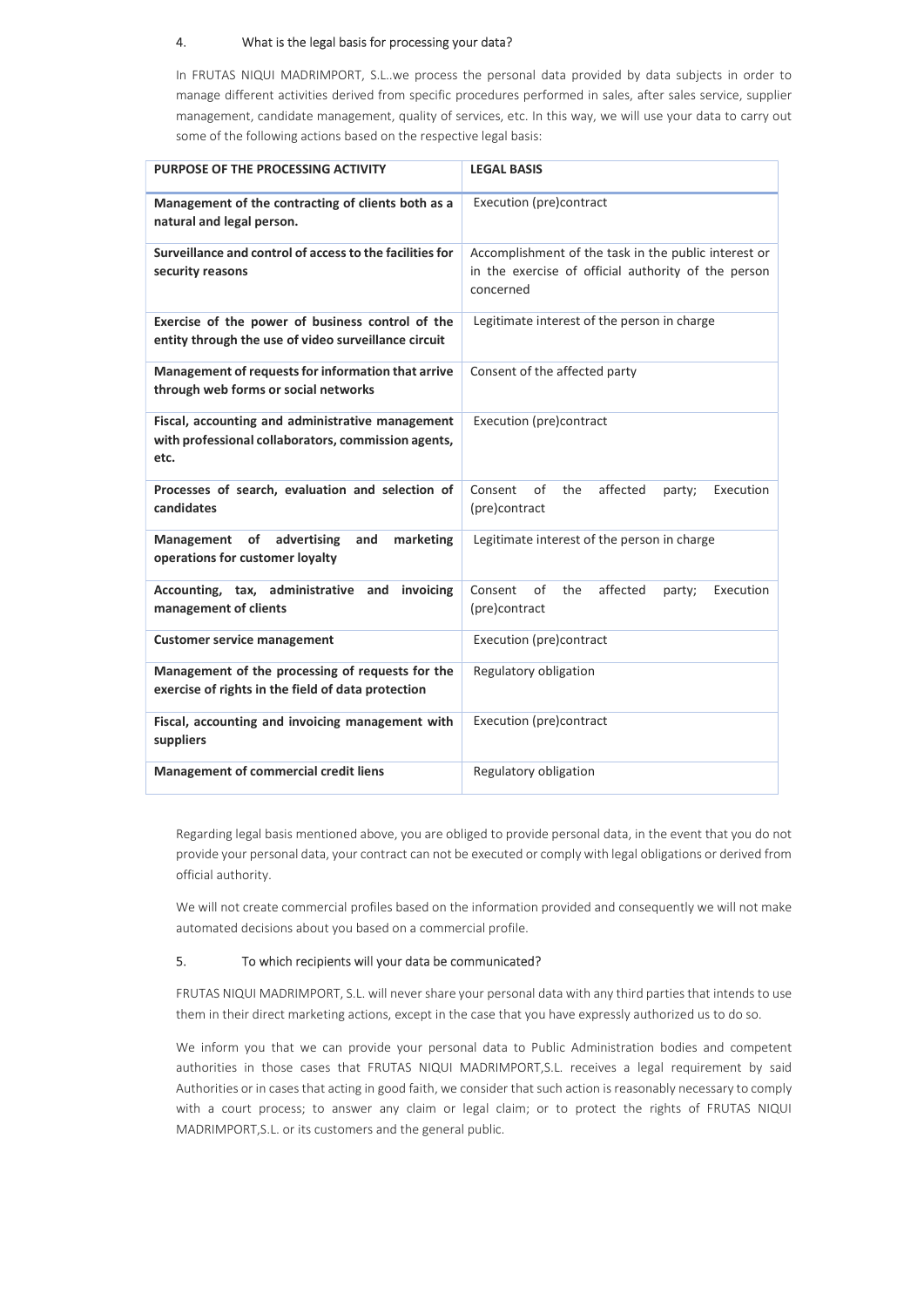## 4. What is the legal basis for processing your data?

In FRUTAS NIQUI MADRIMPORT, S.L..we process the personal data provided by data subjects in order to manage different activities derived from specific procedures performed in sales, after sales service, supplier management, candidate management, quality of services, etc. In this way, we will use your data to carry out some of the following actions based on the respective legal basis:

| PURPOSE OF THE PROCESSING ACTIVITY | LEGAL BASIS |
|---|---|
| **Management of the contracting of clients both as a natural and legal person.** | Execution (pre)contract |
| **Surveillance and control of access to the facilities for security reasons** | Accomplishment of the task in the public interest or in the exercise of official authority of the person concerned |
| **Exercise of the power of business control of the entity through the use of video surveillance circuit** | Legitimate interest of the person in charge |
| **Management of requests for information that arrive through web forms or social networks** | Consent of the affected party |
| **Fiscal, accounting and administrative management with professional collaborators, commission agents, etc.** | Execution (pre)contract |
| **Processes of search, evaluation and selection of candidates** | Consent of the affected party; Execution (pre)contract |
| **Management of advertising and marketing operations for customer loyalty** | Legitimate interest of the person in charge |
| **Accounting, tax, administrative and invoicing management of clients** | Consent of the affected party; Execution (pre)contract |
| **Customer service management** | Execution (pre)contract |
| **Management of the processing of requests for the exercise of rights in the field of data protection** | Regulatory obligation |
| **Fiscal, accounting and invoicing management with suppliers** | Execution (pre)contract |
| **Management of commercial credit liens** | Regulatory obligation |

Regarding legal basis mentioned above, you are obliged to provide personal data, in the event that you do not provide your personal data, your contract can not be executed or comply with legal obligations or derived from official authority.

We will not create commercial profiles based on the information provided and consequently we will not make automated decisions about you based on a commercial profile.

## 5. To which recipients will your data be communicated?

FRUTAS NIQUI MADRIMPORT, S.L. will never share your personal data with any third parties that intends to use them in their direct marketing actions, except in the case that you have expressly authorized us to do so.

We inform you that we can provide your personal data to Public Administration bodies and competent authorities in those cases that FRUTAS NIQUI MADRIMPORT,S.L. receives a legal requirement by said Authorities or in cases that acting in good faith, we consider that such action is reasonably necessary to comply with a court process; to answer any claim or legal claim; or to protect the rights of FRUTAS NIQUI MADRIMPORT,S.L. or its customers and the general public.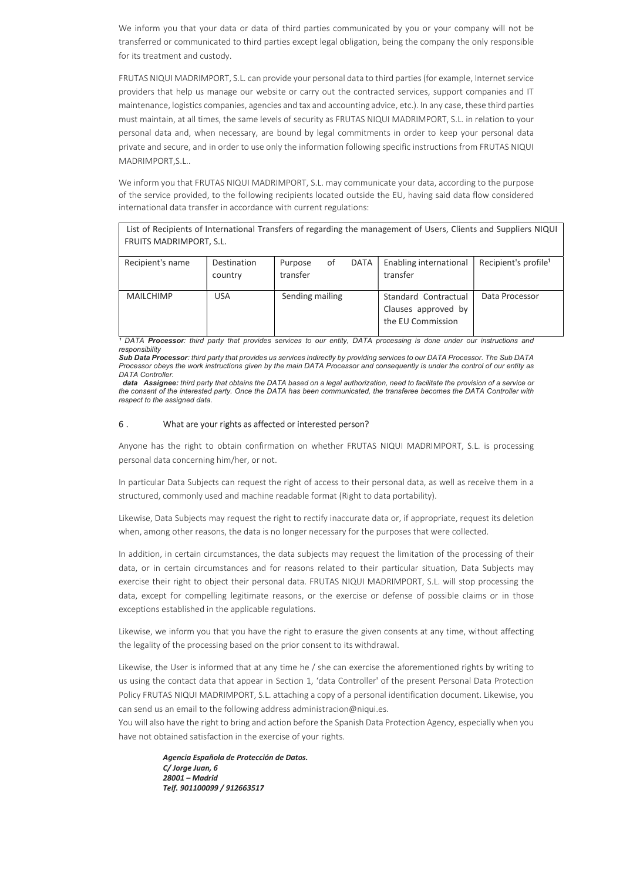We inform you that your data or data of third parties communicated by you or your company will not be transferred or communicated to third parties except legal obligation, being the company the only responsible for its treatment and custody.

FRUTAS NIQUI MADRIMPORT, S.L. can provide your personal data to third parties (for example, Internet service providers that help us manage our website or carry out the contracted services, support companies and IT maintenance, logistics companies, agencies and tax and accounting advice, etc.). In any case, these third parties must maintain, at all times, the same levels of security as FRUTAS NIQUI MADRIMPORT, S.L. in relation to your personal data and, when necessary, are bound by legal commitments in order to keep your personal data private and secure, and in order to use only the information following specific instructions from FRUTAS NIQUI MADRIMPORT,S.L..

We inform you that FRUTAS NIQUI MADRIMPORT, S.L. may communicate your data, according to the purpose of the service provided, to the following recipients located outside the EU, having said data flow considered international data transfer in accordance with current regulations:

| List of Recipients of International Transfers of regarding the management of Users, Clients and Suppliers NIQUI FRUITS MADRIMPORT, S.L. | | | | |
|---|---|---|---|---|
| Recipient's name | Destination country | Purpose of DATA transfer | Enabling international transfer | Recipient's profile[1] |
| MAILCHIMP | USA | Sending mailing | Standard Contractual Clauses approved by the EU Commission | Data Processor |

*[1] DATA **Processor**: third party that provides services to our entity, DATA processing is done under our instructions and responsibility*

***Sub Data Processor**: third party that provides us services indirectly by providing services to our DATA Processor. The Sub DATA Processor obeys the work instructions given by the main DATA Processor and consequently is under the control of our entity as DATA Controller.*

***data Assignee:** third party that obtains the DATA based on a legal authorization, need to facilitate the provision of a service or the consent of the interested party. Once the DATA has been communicated, the transferee becomes the DATA Controller with respect to the assigned data.*

## 6 . What are your rights as affected or interested person?

Anyone has the right to obtain confirmation on whether FRUTAS NIQUI MADRIMPORT, S.L. is processing personal data concerning him/her, or not.

In particular Data Subjects can request the right of access to their personal data, as well as receive them in a structured, commonly used and machine readable format (Right to data portability).

Likewise, Data Subjects may request the right to rectify inaccurate data or, if appropriate, request its deletion when, among other reasons, the data is no longer necessary for the purposes that were collected.

In addition, in certain circumstances, the data subjects may request the limitation of the processing of their data, or in certain circumstances and for reasons related to their particular situation, Data Subjects may exercise their right to object their personal data. FRUTAS NIQUI MADRIMPORT, S.L. will stop processing the data, except for compelling legitimate reasons, or the exercise or defense of possible claims or in those exceptions established in the applicable regulations.

Likewise, we inform you that you have the right to erasure the given consents at any time, without affecting the legality of the processing based on the prior consent to its withdrawal.

Likewise, the User is informed that at any time he / she can exercise the aforementioned rights by writing to us using the contact data that appear in Section 1, 'data Controller' of the present Personal Data Protection Policy FRUTAS NIQUI MADRIMPORT, S.L. attaching a copy of a personal identification document. Likewise, you can send us an email to the following address administracion@niqui.es.
You will also have the right to bring and action before the Spanish Data Protection Agency, especially when you have not obtained satisfaction in the exercise of your rights.

***Agencia Española de Protección de Datos.***
***C/ Jorge Juan, 6***
***28001 – Madrid***
***Telf. 901100099 / 912663517***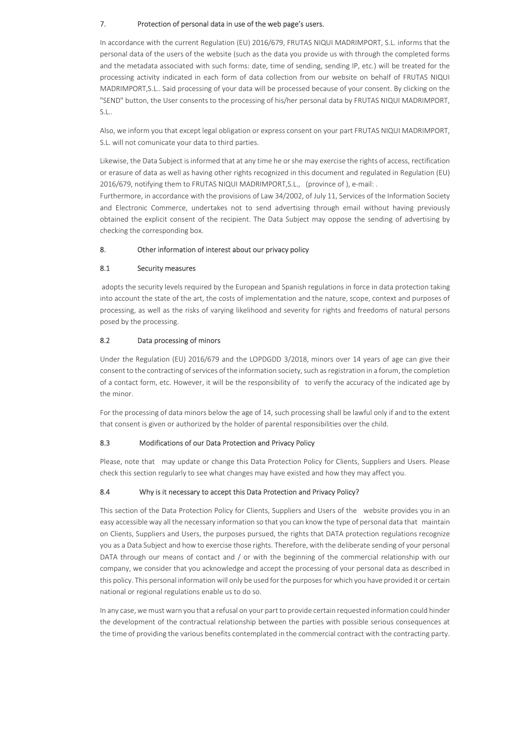## 7. Protection of personal data in use of the web page's users.

In accordance with the current Regulation (EU) 2016/679, FRUTAS NIQUI MADRIMPORT, S.L. informs that the personal data of the users of the website (such as the data you provide us with through the completed forms and the metadata associated with such forms: date, time of sending, sending IP, etc.) will be treated for the processing activity indicated in each form of data collection from our website on behalf of FRUTAS NIQUI MADRIMPORT,S.L.. Said processing of your data will be processed because of your consent. By clicking on the "SEND" button, the User consents to the processing of his/her personal data by FRUTAS NIQUI MADRIMPORT, S.L..

Also, we inform you that except legal obligation or express consent on your part FRUTAS NIQUI MADRIMPORT, S.L. will not comunicate your data to third parties.

Likewise, the Data Subject is informed that at any time he or she may exercise the rights of access, rectification or erasure of data as well as having other rights recognized in this document and regulated in Regulation (EU) 2016/679, notifying them to FRUTAS NIQUI MADRIMPORT,S.L., (province of ), e-mail: .
Furthermore, in accordance with the provisions of Law 34/2002, of July 11, Services of the Information Society and Electronic Commerce, undertakes not to send advertising through email without having previously obtained the explicit consent of the recipient. The Data Subject may oppose the sending of advertising by checking the corresponding box.

## 8. Other information of interest about our privacy policy

### 8.1 Security measures

adopts the security levels required by the European and Spanish regulations in force in data protection taking into account the state of the art, the costs of implementation and the nature, scope, context and purposes of processing, as well as the risks of varying likelihood and severity for rights and freedoms of natural persons posed by the processing.

### 8.2 Data processing of minors

Under the Regulation (EU) 2016/679 and the LOPDGDD 3/2018, minors over 14 years of age can give their consent to the contracting of services of the information society, such as registration in a forum, the completion of a contact form, etc. However, it will be the responsibility of to verify the accuracy of the indicated age by the minor.

For the processing of data minors below the age of 14, such processing shall be lawful only if and to the extent that consent is given or authorized by the holder of parental responsibilities over the child.

### 8.3 Modifications of our Data Protection and Privacy Policy

Please, note that may update or change this Data Protection Policy for Clients, Suppliers and Users. Please check this section regularly to see what changes may have existed and how they may affect you.

### 8.4 Why is it necessary to accept this Data Protection and Privacy Policy?

This section of the Data Protection Policy for Clients, Suppliers and Users of the website provides you in an easy accessible way all the necessary information so that you can know the type of personal data that maintain on Clients, Suppliers and Users, the purposes pursued, the rights that DATA protection regulations recognize you as a Data Subject and how to exercise those rights. Therefore, with the deliberate sending of your personal DATA through our means of contact and / or with the beginning of the commercial relationship with our company, we consider that you acknowledge and accept the processing of your personal data as described in this policy. This personal information will only be used for the purposes for which you have provided it or certain national or regional regulations enable us to do so.

In any case, we must warn you that a refusal on your part to provide certain requested information could hinder the development of the contractual relationship between the parties with possible serious consequences at the time of providing the various benefits contemplated in the commercial contract with the contracting party.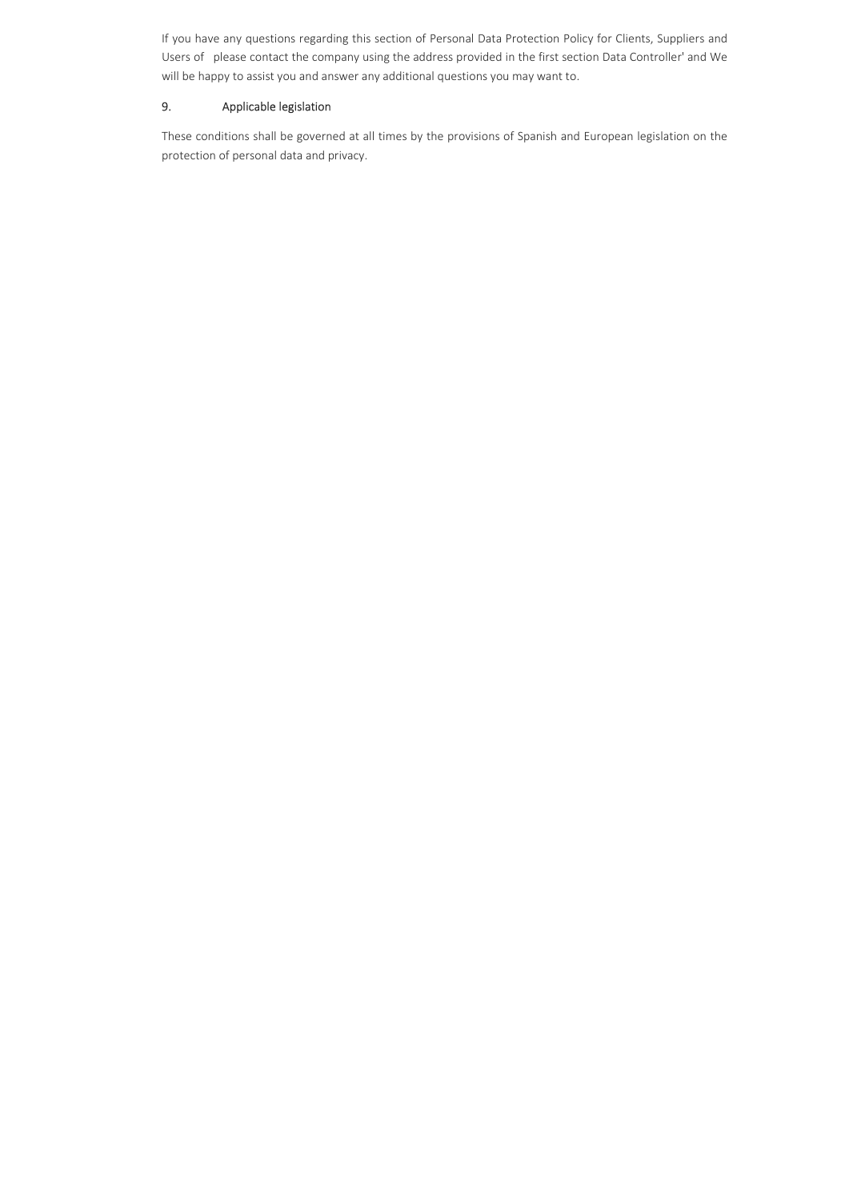If you have any questions regarding this section of Personal Data Protection Policy for Clients, Suppliers and Users of  please contact the company using the address provided in the first section Data Controller' and We will be happy to assist you and answer any additional questions you may want to.

## 9. Applicable legislation

These conditions shall be governed at all times by the provisions of Spanish and European legislation on the protection of personal data and privacy.